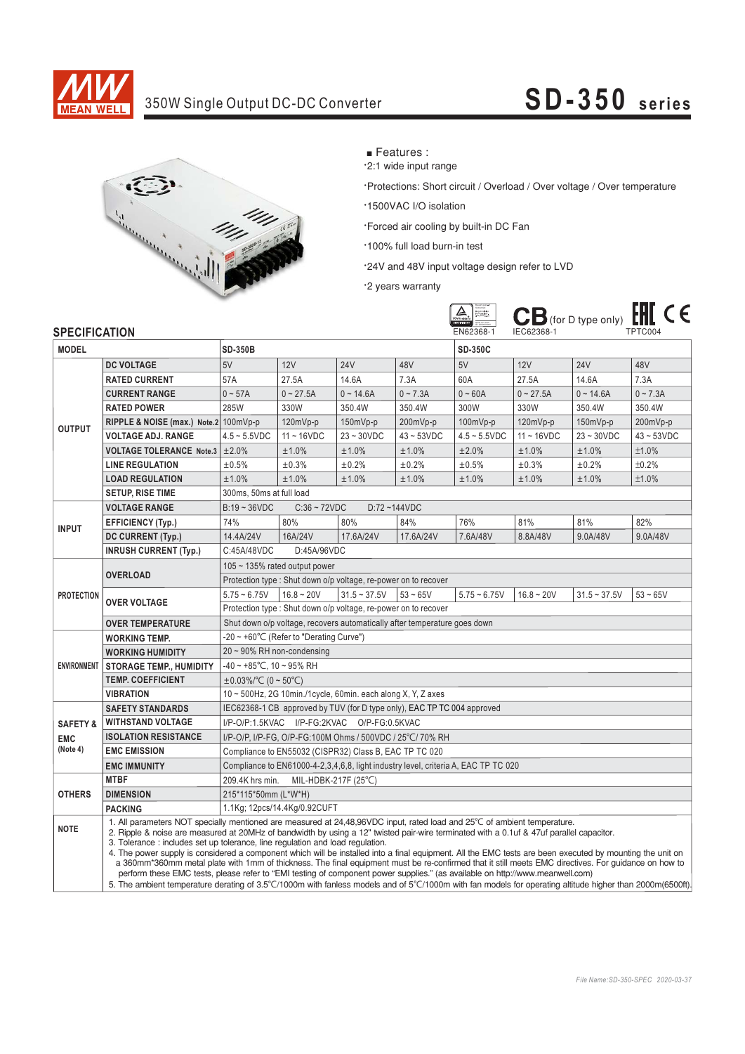# 350W Single Output DC-DC Converter

# SD-350 series

■ Features :

- 2:1 wide input range
- Protections: Short circuit / Overload / Over voltage / Over temperature
- 1500VAC I/O isolation
- Forced air cooling by built-in DC Fan
- 100% full load burn-in test
- 24V and 48V input voltage design refer to LVD
- 2 years warranty

EN62368-1 &nbsp; CB (for D type only) IEC62368-1 &nbsp; EAC CE TPTC004

## SPECIFICATION

| MODEL | | SD-350B | | | | SD-350C | | | |
|---|---|---|---|---|---|---|---|---|---|
| OUTPUT | DC VOLTAGE | 5V | 12V | 24V | 48V | 5V | 12V | 24V | 48V |
| | RATED CURRENT | 57A | 27.5A | 14.6A | 7.3A | 60A | 27.5A | 14.6A | 7.3A |
| | CURRENT RANGE | 0 ~ 57A | 0 ~ 27.5A | 0 ~ 14.6A | 0 ~ 7.3A | 0 ~ 60A | 0 ~ 27.5A | 0 ~ 14.6A | 0 ~ 7.3A |
| | RATED POWER | 285W | 330W | 350.4W | 350.4W | 300W | 330W | 350.4W | 350.4W |
| | RIPPLE & NOISE (max.) Note.2 | 100mVp-p | 120mVp-p | 150mVp-p | 200mVp-p | 100mVp-p | 120mVp-p | 150mVp-p | 200mVp-p |
| | VOLTAGE ADJ. RANGE | 4.5 ~ 5.5VDC | 11 ~ 16VDC | 23 ~ 30VDC | 43 ~ 53VDC | 4.5 ~ 5.5VDC | 11 ~ 16VDC | 23 ~ 30VDC | 43 ~ 53VDC |
| | VOLTAGE TOLERANCE Note.3 | ±2.0% | ±1.0% | ±1.0% | ±1.0% | ±2.0% | ±1.0% | ±1.0% | ±1.0% |
| | LINE REGULATION | ±0.5% | ±0.3% | ±0.2% | ±0.2% | ±0.5% | ±0.3% | ±0.2% | ±0.2% |
| | LOAD REGULATION | ±1.0% | ±1.0% | ±1.0% | ±1.0% | ±1.0% | ±1.0% | ±1.0% | ±1.0% |
| | SETUP, RISE TIME | 300ms, 50ms at full load | | | | | | | |
| INPUT | VOLTAGE RANGE | B:19 ~ 36VDC &nbsp; C:36 ~ 72VDC &nbsp; D:72 ~144VDC | | | | | | | |
| | EFFICIENCY (Typ.) | 74% | 80% | 80% | 84% | 76% | 81% | 81% | 82% |
| | DC CURRENT (Typ.) | 14.4A/24V | 16A/24V | 17.6A/24V | 17.6A/24V | 7.6A/48V | 8.8A/48V | 9.0A/48V | 9.0A/48V |
| | INRUSH CURRENT (Typ.) | C:45A/48VDC &nbsp; D:45A/96VDC | | | | | | | |
| PROTECTION | OVERLOAD | 105 ~ 135% rated output power | | | | | | | |
| | | Protection type : Shut down o/p voltage, re-power on to recover | | | | | | | |
| | OVER VOLTAGE | 5.75 ~ 6.75V | 16.8 ~ 20V | 31.5 ~ 37.5V | 53 ~ 65V | 5.75 ~ 6.75V | 16.8 ~ 20V | 31.5 ~ 37.5V | 53 ~ 65V |
| | | Protection type : Shut down o/p voltage, re-power on to recover | | | | | | | |
| | OVER TEMPERATURE | Shut down o/p voltage, recovers automatically after temperature goes down | | | | | | | |
| ENVIRONMENT | WORKING TEMP. | -20 ~ +60℃ (Refer to "Derating Curve") | | | | | | | |
| | WORKING HUMIDITY | 20 ~ 90% RH non-condensing | | | | | | | |
| | STORAGE TEMP., HUMIDITY | -40 ~ +85℃, 10 ~ 95% RH | | | | | | | |
| | TEMP. COEFFICIENT | ±0.03%/℃ (0 ~ 50℃) | | | | | | | |
| | VIBRATION | 10 ~ 500Hz, 2G 10min./1cycle, 60min. each along X, Y, Z axes | | | | | | | |
| SAFETY & EMC (Note 4) | SAFETY STANDARDS | IEC62368-1 CB approved by TUV (for D type only), EAC TP TC 004 approved | | | | | | | |
| | WITHSTAND VOLTAGE | I/P-O/P:1.5KVAC &nbsp; I/P-FG:2KVAC &nbsp; O/P-FG:0.5KVAC | | | | | | | |
| | ISOLATION RESISTANCE | I/P-O/P, I/P-FG, O/P-FG:100M Ohms / 500VDC / 25℃/ 70% RH | | | | | | | |
| | EMC EMISSION | Compliance to EN55032 (CISPR32) Class B, EAC TP TC 020 | | | | | | | |
| | EMC IMMUNITY | Compliance to EN61000-4-2,3,4,6,8, light industry level, criteria A, EAC TP TC 020 | | | | | | | |
| OTHERS | MTBF | 209.4K hrs min. &nbsp; MIL-HDBK-217F (25℃) | | | | | | | |
| | DIMENSION | 215*115*50mm (L*W*H) | | | | | | | |
| | PACKING | 1.1Kg; 12pcs/14.4Kg/0.92CUFT | | | | | | | |

**NOTE**

1. All parameters NOT specially mentioned are measured at 24,48,96VDC input, rated load and 25℃ of ambient temperature.
2. Ripple & noise are measured at 20MHz of bandwidth by using a 12" twisted pair-wire terminated with a 0.1uf & 47uf parallel capacitor.
3. Tolerance : includes set up tolerance, line regulation and load regulation.
4. The power supply is considered a component which will be installed into a final equipment. All the EMC tests are been executed by mounting the unit on a 360mm*360mm metal plate with 1mm of thickness. The final equipment must be re-confirmed that it still meets EMC directives. For guidance on how to perform these EMC tests, please refer to "EMI testing of component power supplies." (as available on http://www.meanwell.com)
5. The ambient temperature derating of 3.5℃/1000m with fanless models and of 5℃/1000m with fan models for operating altitude higher than 2000m(6500ft).

*File Name:SD-350-SPEC 2020-03-37*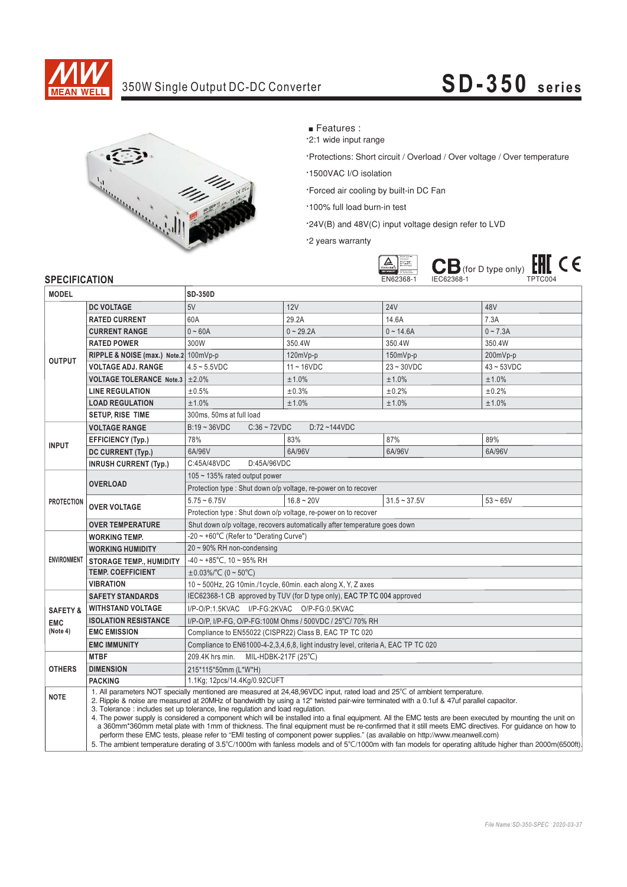# 350W Single Output DC-DC Converter

# SD-350 series

■ Features :

- 2:1 wide input range
- Protections: Short circuit / Overload / Over voltage / Over temperature
- 1500VAC I/O isolation
- Forced air cooling by built-in DC Fan
- 100% full load burn-in test
- 24V(B) and 48V(C) input voltage design refer to LVD
- 2 years warranty

EN62368-1   CB (for D type only) IEC62368-1   EAC TPTC004   CE

## SPECIFICATION

| MODEL | | SD-350D | | | |
|---|---|---|---|---|---|
| OUTPUT | DC VOLTAGE | 5V | 12V | 24V | 48V |
| | RATED CURRENT | 60A | 29.2A | 14.6A | 7.3A |
| | CURRENT RANGE | 0 ~ 60A | 0 ~ 29.2A | 0 ~ 14.6A | 0 ~ 7.3A |
| | RATED POWER | 300W | 350.4W | 350.4W | 350.4W |
| | RIPPLE & NOISE (max.) Note.2 | 100mVp-p | 120mVp-p | 150mVp-p | 200mVp-p |
| | VOLTAGE ADJ. RANGE | 4.5 ~ 5.5VDC | 11 ~ 16VDC | 23 ~ 30VDC | 43 ~ 53VDC |
| | VOLTAGE TOLERANCE Note.3 | ±2.0% | ±1.0% | ±1.0% | ±1.0% |
| | LINE REGULATION | ±0.5% | ±0.3% | ±0.2% | ±0.2% |
| | LOAD REGULATION | ±1.0% | ±1.0% | ±1.0% | ±1.0% |
| | SETUP, RISE TIME | 300ms, 50ms at full load | | | |
| INPUT | VOLTAGE RANGE | B:19 ~ 36VDC  C:36 ~ 72VDC  D:72 ~144VDC | | | |
| | EFFICIENCY (Typ.) | 78% | 83% | 87% | 89% |
| | DC CURRENT (Typ.) | 6A/96V | 6A/96V | 6A/96V | 6A/96V |
| | INRUSH CURRENT (Typ.) | C:45A/48VDC  D:45A/96VDC | | | |
| PROTECTION | OVERLOAD | 105 ~ 135% rated output power | | | |
| | | Protection type : Shut down o/p voltage, re-power on to recover | | | |
| | OVER VOLTAGE | 5.75 ~ 6.75V | 16.8 ~ 20V | 31.5 ~ 37.5V | 53 ~ 65V |
| | | Protection type : Shut down o/p voltage, re-power on to recover | | | |
| | OVER TEMPERATURE | Shut down o/p voltage, recovers automatically after temperature goes down | | | |
| ENVIRONMENT | WORKING TEMP. | -20 ~ +60℃ (Refer to "Derating Curve") | | | |
| | WORKING HUMIDITY | 20 ~ 90% RH non-condensing | | | |
| | STORAGE TEMP., HUMIDITY | -40 ~ +85℃, 10 ~ 95% RH | | | |
| | TEMP. COEFFICIENT | ±0.03%/℃ (0 ~ 50℃) | | | |
| | VIBRATION | 10 ~ 500Hz, 2G 10min./1cycle, 60min. each along X, Y, Z axes | | | |
| SAFETY & EMC (Note 4) | SAFETY STANDARDS | IEC62368-1 CB approved by TUV (for D type only), EAC TP TC 004 approved | | | |
| | WITHSTAND VOLTAGE | I/P-O/P:1.5KVAC  I/P-FG:2KVAC  O/P-FG:0.5KVAC | | | |
| | ISOLATION RESISTANCE | I/P-O/P, I/P-FG, O/P-FG:100M Ohms / 500VDC / 25℃/ 70% RH | | | |
| | EMC EMISSION | Compliance to EN55022 (CISPR22) Class B, EAC TP TC 020 | | | |
| | EMC IMMUNITY | Compliance to EN61000-4-2,3,4,6,8, light industry level, criteria A, EAC TP TC 020 | | | |
| OTHERS | MTBF | 209.4K hrs min.  MIL-HDBK-217F (25℃) | | | |
| | DIMENSION | 215*115*50mm (L*W*H) | | | |
| | PACKING | 1.1Kg; 12pcs/14.4Kg/0.92CUFT | | | |

**NOTE**

1. All parameters NOT specially mentioned are measured at 24,48,96VDC input, rated load and 25℃ of ambient temperature.
2. Ripple & noise are measured at 20MHz of bandwidth by using a 12" twisted pair-wire terminated with a 0.1uf & 47uf parallel capacitor.
3. Tolerance : includes set up tolerance, line regulation and load regulation.
4. The power supply is considered a component which will be installed into a final equipment. All the EMC tests are been executed by mounting the unit on a 360mm*360mm metal plate with 1mm of thickness. The final equipment must be re-confirmed that it still meets EMC directives. For guidance on how to perform these EMC tests, please refer to "EMI testing of component power supplies." (as available on http://www.meanwell.com)
5. The ambient temperature derating of 3.5℃/1000m with fanless models and of 5℃/1000m with fan models for operating altitude higher than 2000m(6500ft).

File Name:SD-350-SPEC 2020-03-37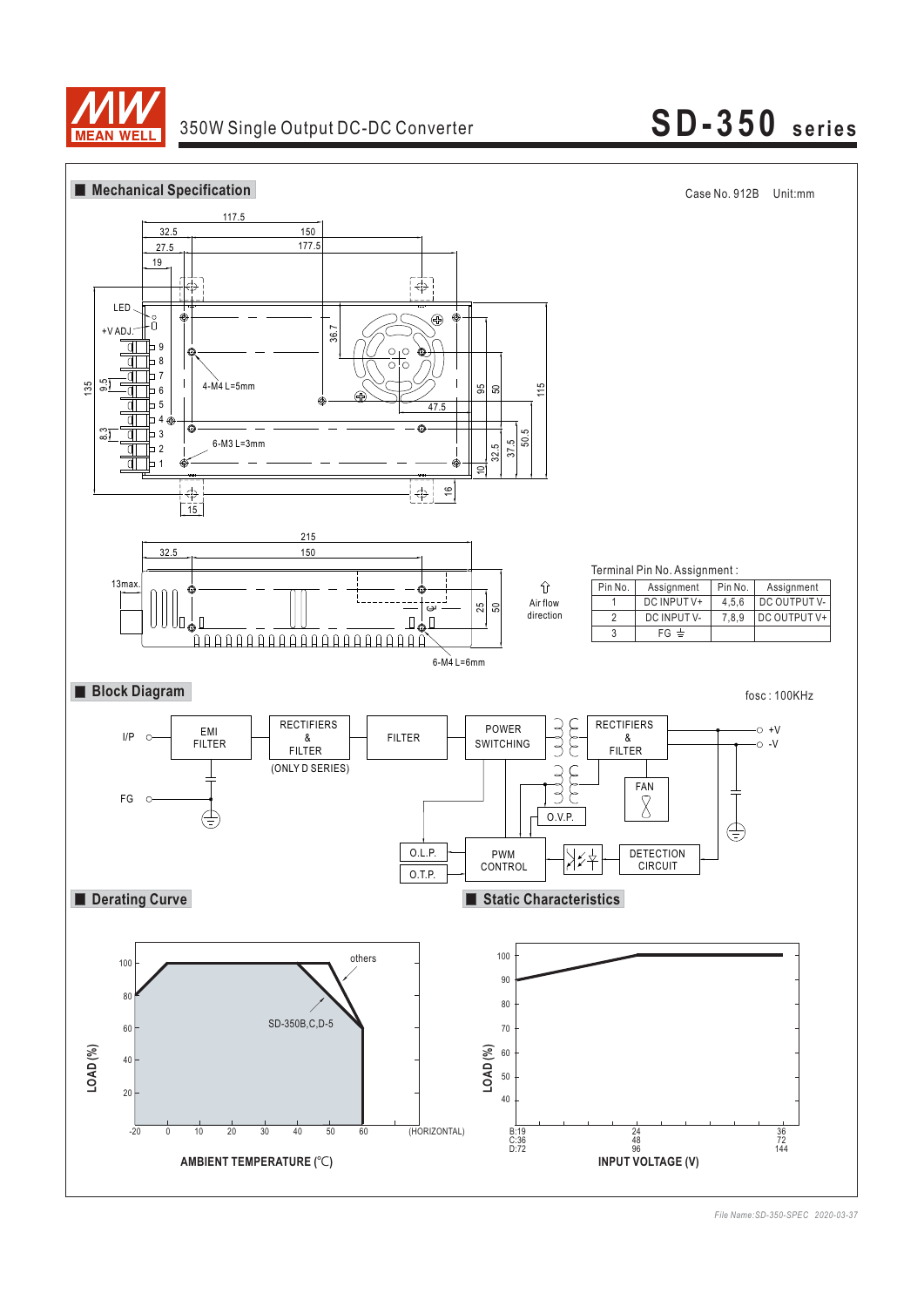# 350W Single Output DC-DC Converter

# SD-350 series

## Mechanical Specification

Case No. 912B Unit:mm

117.5
32.5
150
27.5
177.5
19
LED
+V ADJ.
9
8
7
6
5
4
3
2
1
135
9.5
8.3
36.7
4-M4 L=5mm
6-M3 L=3mm
47.5
95
50
115
10
32.5
37.5
50.5
16
15

215
32.5
150
13max.
25
50
6-M4 L=6mm

Air flow direction

Terminal Pin No. Assignment :

| Pin No. | Assignment | Pin No. | Assignment |
|---|---|---|---|
| 1 | DC INPUT V+ | 4,5,6 | DC OUTPUT V- |
| 2 | DC INPUT V- | 7,8,9 | DC OUTPUT V+ |
| 3 | FG ⏚ | | |

## Block Diagram

fosc : 100KHz

I/P
FG
EMI FILTER
RECTIFIERS & FILTER (ONLY D SERIES)
FILTER
POWER SWITCHING
RECTIFIERS & FILTER
FAN
O.V.P.
O.L.P.
O.T.P.
PWM CONTROL
DETECTION CIRCUIT
+V
-V

## Derating Curve

LOAD (%)
100
80
60
40
20
-20
0
10
20
30
40
50
60
(HORIZONTAL)
others
SD-350B,C,D-5
AMBIENT TEMPERATURE (℃)

## Static Characteristics

LOAD (%)
100
90
80
70
60
50
40
B:19
C:36
D:72
24
48
96
36
72
144
INPUT VOLTAGE (V)